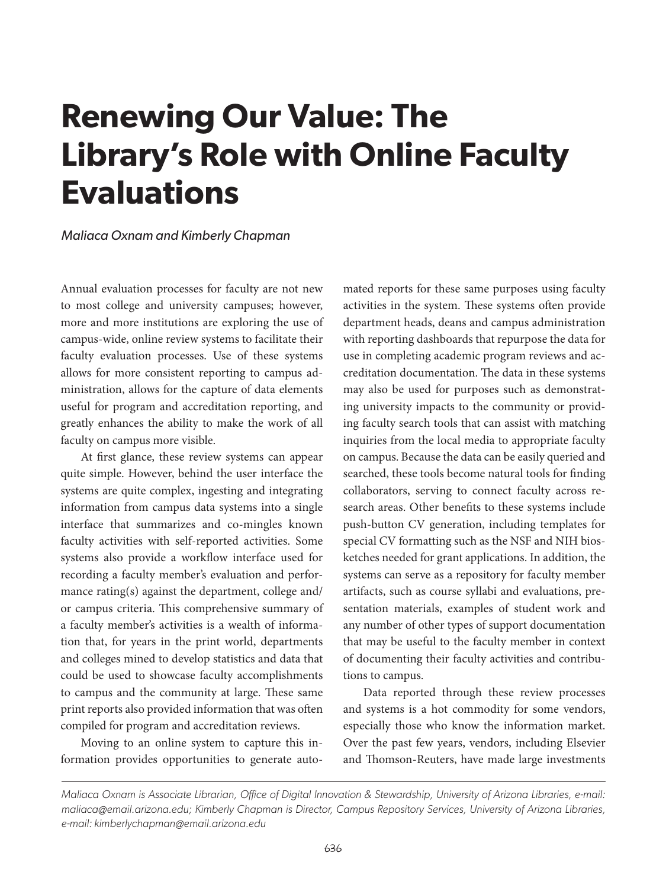# Renewing Our Value: The Library's Role with Online Faculty Evaluations

*Maliaca Oxnam and Kimberly Chapman*

Annual evaluation processes for faculty are not new to most college and university campuses; however, more and more institutions are exploring the use of campus-wide, online review systems to facilitate their faculty evaluation processes. Use of these systems allows for more consistent reporting to campus administration, allows for the capture of data elements useful for program and accreditation reporting, and greatly enhances the ability to make the work of all faculty on campus more visible.

At first glance, these review systems can appear quite simple. However, behind the user interface the systems are quite complex, ingesting and integrating information from campus data systems into a single interface that summarizes and co-mingles known faculty activities with self-reported activities. Some systems also provide a workflow interface used for recording a faculty member's evaluation and performance rating(s) against the department, college and/or campus criteria. This comprehensive summary of a faculty member's activities is a wealth of information that, for years in the print world, departments and colleges mined to develop statistics and data that could be used to showcase faculty accomplishments to campus and the community at large. These same print reports also provided information that was often compiled for program and accreditation reviews.

Moving to an online system to capture this information provides opportunities to generate automated reports for these same purposes using faculty activities in the system. These systems often provide department heads, deans and campus administration with reporting dashboards that repurpose the data for use in completing academic program reviews and accreditation documentation. The data in these systems may also be used for purposes such as demonstrating university impacts to the community or providing faculty search tools that can assist with matching inquiries from the local media to appropriate faculty on campus. Because the data can be easily queried and searched, these tools become natural tools for finding collaborators, serving to connect faculty across research areas. Other benefits to these systems include push-button CV generation, including templates for special CV formatting such as the NSF and NIH biosketches needed for grant applications. In addition, the systems can serve as a repository for faculty member artifacts, such as course syllabi and evaluations, presentation materials, examples of student work and any number of other types of support documentation that may be useful to the faculty member in context of documenting their faculty activities and contributions to campus.

Data reported through these review processes and systems is a hot commodity for some vendors, especially those who know the information market. Over the past few years, vendors, including Elsevier and Thomson-Reuters, have made large investments

*Maliaca Oxnam is Associate Librarian, Office of Digital Innovation & Stewardship, University of Arizona Libraries, e-mail: maliaca@email.arizona.edu; Kimberly Chapman is Director, Campus Repository Services, University of Arizona Libraries, e-mail: kimberlychapman@email.arizona.edu*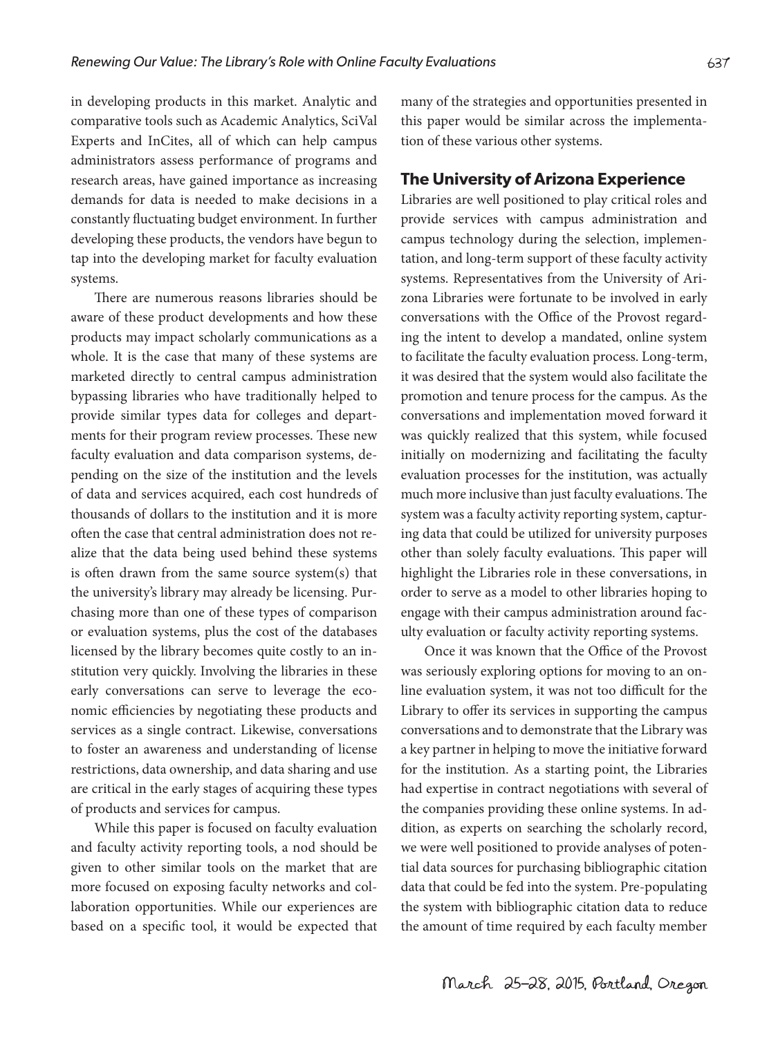in developing products in this market. Analytic and comparative tools such as Academic Analytics, SciVal Experts and InCites, all of which can help campus administrators assess performance of programs and research areas, have gained importance as increasing demands for data is needed to make decisions in a constantly fluctuating budget environment. In further developing these products, the vendors have begun to tap into the developing market for faculty evaluation systems.

There are numerous reasons libraries should be aware of these product developments and how these products may impact scholarly communications as a whole. It is the case that many of these systems are marketed directly to central campus administration bypassing libraries who have traditionally helped to provide similar types data for colleges and departments for their program review processes. These new faculty evaluation and data comparison systems, depending on the size of the institution and the levels of data and services acquired, each cost hundreds of thousands of dollars to the institution and it is more often the case that central administration does not realize that the data being used behind these systems is often drawn from the same source system(s) that the university's library may already be licensing. Purchasing more than one of these types of comparison or evaluation systems, plus the cost of the databases licensed by the library becomes quite costly to an institution very quickly. Involving the libraries in these early conversations can serve to leverage the economic efficiencies by negotiating these products and services as a single contract. Likewise, conversations to foster an awareness and understanding of license restrictions, data ownership, and data sharing and use are critical in the early stages of acquiring these types of products and services for campus.

While this paper is focused on faculty evaluation and faculty activity reporting tools, a nod should be given to other similar tools on the market that are more focused on exposing faculty networks and collaboration opportunities. While our experiences are based on a specific tool, it would be expected that many of the strategies and opportunities presented in this paper would be similar across the implementation of these various other systems.

## The University of Arizona Experience

Libraries are well positioned to play critical roles and provide services with campus administration and campus technology during the selection, implementation, and long-term support of these faculty activity systems. Representatives from the University of Arizona Libraries were fortunate to be involved in early conversations with the Office of the Provost regarding the intent to develop a mandated, online system to facilitate the faculty evaluation process. Long-term, it was desired that the system would also facilitate the promotion and tenure process for the campus. As the conversations and implementation moved forward it was quickly realized that this system, while focused initially on modernizing and facilitating the faculty evaluation processes for the institution, was actually much more inclusive than just faculty evaluations. The system was a faculty activity reporting system, capturing data that could be utilized for university purposes other than solely faculty evaluations. This paper will highlight the Libraries role in these conversations, in order to serve as a model to other libraries hoping to engage with their campus administration around faculty evaluation or faculty activity reporting systems.

Once it was known that the Office of the Provost was seriously exploring options for moving to an online evaluation system, it was not too difficult for the Library to offer its services in supporting the campus conversations and to demonstrate that the Library was a key partner in helping to move the initiative forward for the institution. As a starting point, the Libraries had expertise in contract negotiations with several of the companies providing these online systems. In addition, as experts on searching the scholarly record, we were well positioned to provide analyses of potential data sources for purchasing bibliographic citation data that could be fed into the system. Pre-populating the system with bibliographic citation data to reduce the amount of time required by each faculty member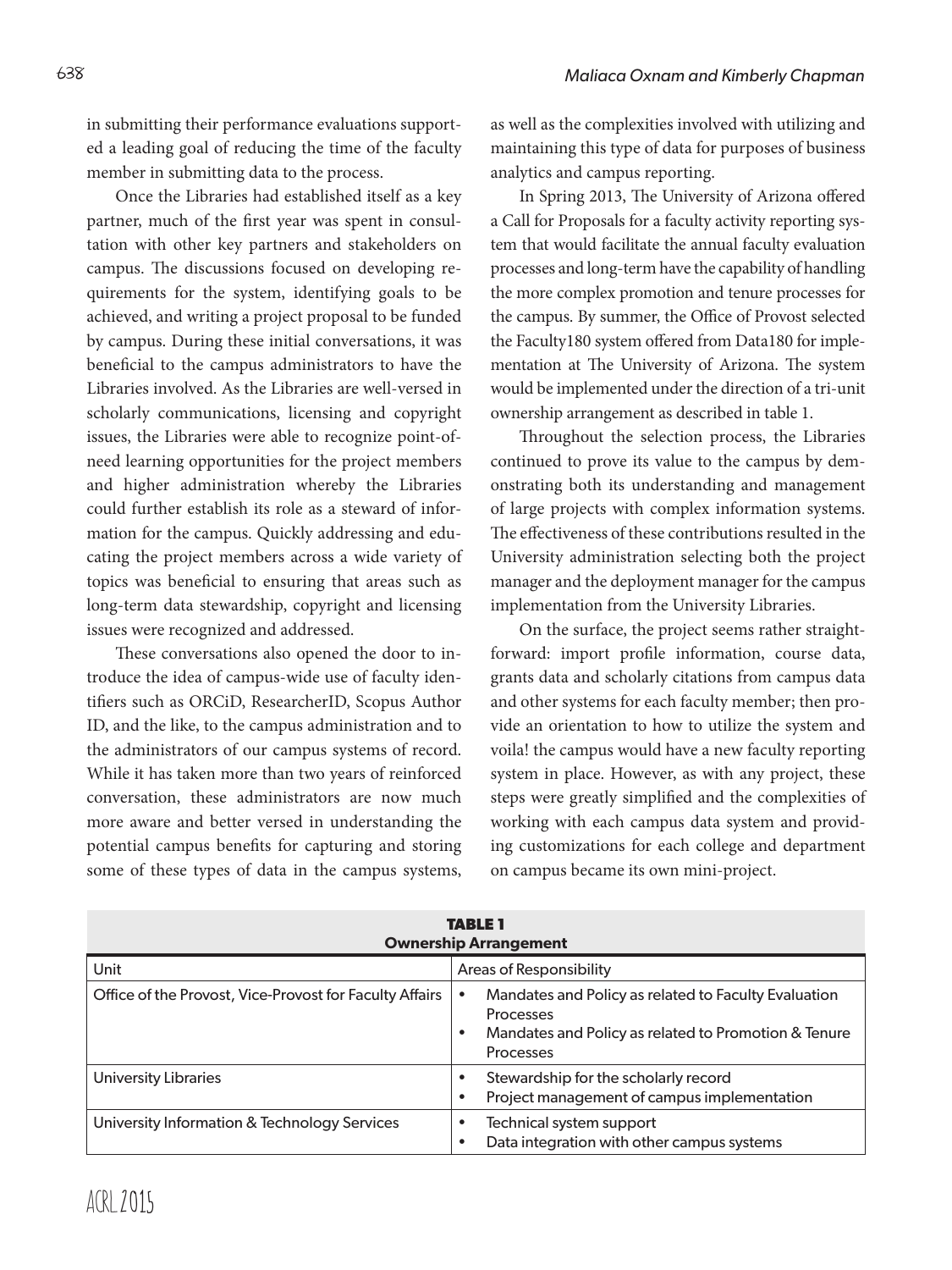in submitting their performance evaluations supported a leading goal of reducing the time of the faculty member in submitting data to the process.

Once the Libraries had established itself as a key partner, much of the first year was spent in consultation with other key partners and stakeholders on campus. The discussions focused on developing requirements for the system, identifying goals to be achieved, and writing a project proposal to be funded by campus. During these initial conversations, it was beneficial to the campus administrators to have the Libraries involved. As the Libraries are well-versed in scholarly communications, licensing and copyright issues, the Libraries were able to recognize point-of-need learning opportunities for the project members and higher administration whereby the Libraries could further establish its role as a steward of information for the campus. Quickly addressing and educating the project members across a wide variety of topics was beneficial to ensuring that areas such as long-term data stewardship, copyright and licensing issues were recognized and addressed.

These conversations also opened the door to introduce the idea of campus-wide use of faculty identifiers such as ORCiD, ResearcherID, Scopus Author ID, and the like, to the campus administration and to the administrators of our campus systems of record. While it has taken more than two years of reinforced conversation, these administrators are now much more aware and better versed in understanding the potential campus benefits for capturing and storing some of these types of data in the campus systems, as well as the complexities involved with utilizing and maintaining this type of data for purposes of business analytics and campus reporting.

In Spring 2013, The University of Arizona offered a Call for Proposals for a faculty activity reporting system that would facilitate the annual faculty evaluation processes and long-term have the capability of handling the more complex promotion and tenure processes for the campus. By summer, the Office of Provost selected the Faculty180 system offered from Data180 for implementation at The University of Arizona. The system would be implemented under the direction of a tri-unit ownership arrangement as described in table 1.

Throughout the selection process, the Libraries continued to prove its value to the campus by demonstrating both its understanding and management of large projects with complex information systems. The effectiveness of these contributions resulted in the University administration selecting both the project manager and the deployment manager for the campus implementation from the University Libraries.

On the surface, the project seems rather straightforward: import profile information, course data, grants data and scholarly citations from campus data and other systems for each faculty member; then provide an orientation to how to utilize the system and voila! the campus would have a new faculty reporting system in place. However, as with any project, these steps were greatly simplified and the complexities of working with each campus data system and providing customizations for each college and department on campus became its own mini-project.

**TABLE 1**
**Ownership Arrangement**

| Unit | Areas of Responsibility |
|---|---|
| Office of the Provost, Vice-Provost for Faculty Affairs | • Mandates and Policy as related to Faculty Evaluation Processes<br>• Mandates and Policy as related to Promotion & Tenure Processes |
| University Libraries | • Stewardship for the scholarly record<br>• Project management of campus implementation |
| University Information & Technology Services | • Technical system support<br>• Data integration with other campus systems |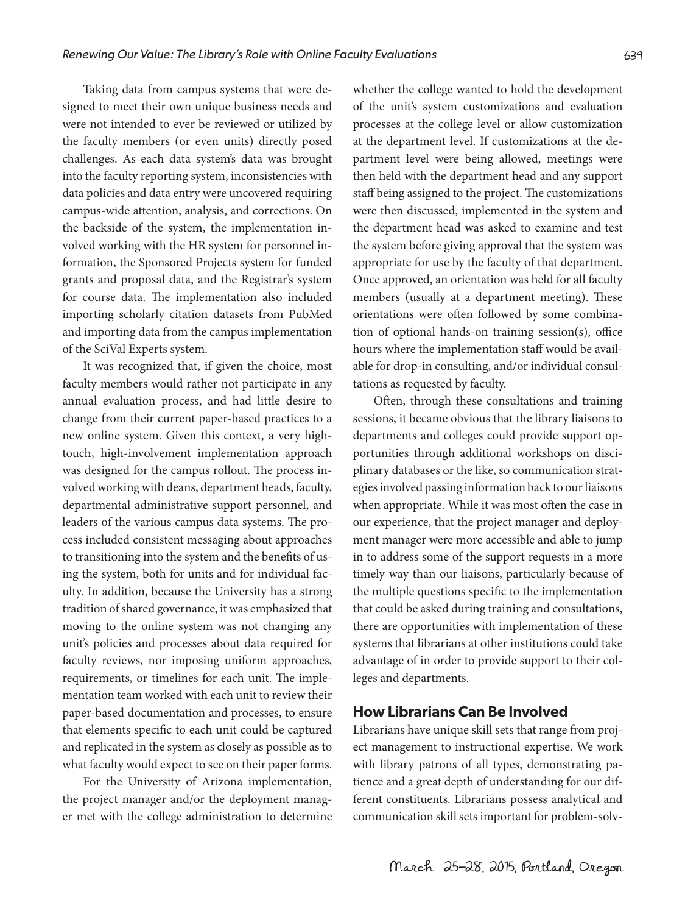Taking data from campus systems that were designed to meet their own unique business needs and were not intended to ever be reviewed or utilized by the faculty members (or even units) directly posed challenges. As each data system's data was brought into the faculty reporting system, inconsistencies with data policies and data entry were uncovered requiring campus-wide attention, analysis, and corrections. On the backside of the system, the implementation involved working with the HR system for personnel information, the Sponsored Projects system for funded grants and proposal data, and the Registrar's system for course data. The implementation also included importing scholarly citation datasets from PubMed and importing data from the campus implementation of the SciVal Experts system.

It was recognized that, if given the choice, most faculty members would rather not participate in any annual evaluation process, and had little desire to change from their current paper-based practices to a new online system. Given this context, a very high-touch, high-involvement implementation approach was designed for the campus rollout. The process involved working with deans, department heads, faculty, departmental administrative support personnel, and leaders of the various campus data systems. The process included consistent messaging about approaches to transitioning into the system and the benefits of using the system, both for units and for individual faculty. In addition, because the University has a strong tradition of shared governance, it was emphasized that moving to the online system was not changing any unit's policies and processes about data required for faculty reviews, nor imposing uniform approaches, requirements, or timelines for each unit. The implementation team worked with each unit to review their paper-based documentation and processes, to ensure that elements specific to each unit could be captured and replicated in the system as closely as possible as to what faculty would expect to see on their paper forms.

For the University of Arizona implementation, the project manager and/or the deployment manager met with the college administration to determine whether the college wanted to hold the development of the unit's system customizations and evaluation processes at the college level or allow customization at the department level. If customizations at the department level were being allowed, meetings were then held with the department head and any support staff being assigned to the project. The customizations were then discussed, implemented in the system and the department head was asked to examine and test the system before giving approval that the system was appropriate for use by the faculty of that department. Once approved, an orientation was held for all faculty members (usually at a department meeting). These orientations were often followed by some combination of optional hands-on training session(s), office hours where the implementation staff would be available for drop-in consulting, and/or individual consultations as requested by faculty.

Often, through these consultations and training sessions, it became obvious that the library liaisons to departments and colleges could provide support opportunities through additional workshops on disciplinary databases or the like, so communication strategies involved passing information back to our liaisons when appropriate. While it was most often the case in our experience, that the project manager and deployment manager were more accessible and able to jump in to address some of the support requests in a more timely way than our liaisons, particularly because of the multiple questions specific to the implementation that could be asked during training and consultations, there are opportunities with implementation of these systems that librarians at other institutions could take advantage of in order to provide support to their colleges and departments.

## How Librarians Can Be Involved

Librarians have unique skill sets that range from project management to instructional expertise. We work with library patrons of all types, demonstrating patience and a great depth of understanding for our different constituents. Librarians possess analytical and communication skill sets important for problem-solv-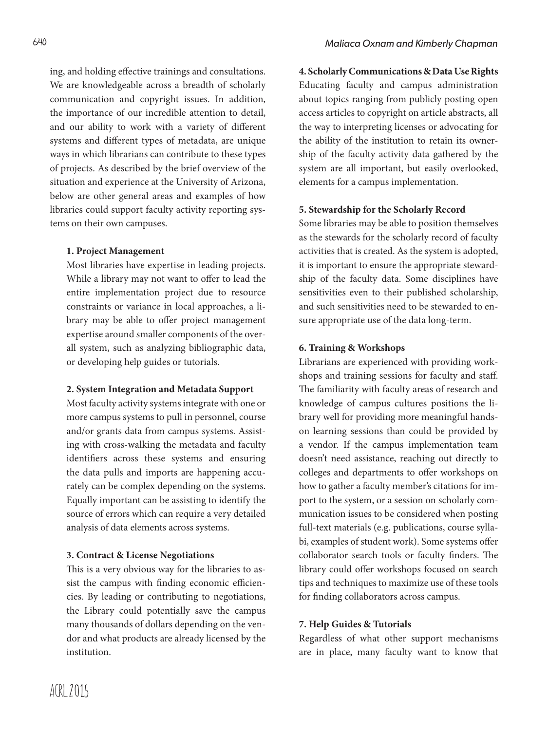ing, and holding effective trainings and consultations. We are knowledgeable across a breadth of scholarly communication and copyright issues. In addition, the importance of our incredible attention to detail, and our ability to work with a variety of different systems and different types of metadata, are unique ways in which librarians can contribute to these types of projects. As described by the brief overview of the situation and experience at the University of Arizona, below are other general areas and examples of how libraries could support faculty activity reporting systems on their own campuses.

**1. Project Management**

Most libraries have expertise in leading projects. While a library may not want to offer to lead the entire implementation project due to resource constraints or variance in local approaches, a library may be able to offer project management expertise around smaller components of the overall system, such as analyzing bibliographic data, or developing help guides or tutorials.

**2. System Integration and Metadata Support**

Most faculty activity systems integrate with one or more campus systems to pull in personnel, course and/or grants data from campus systems. Assisting with cross-walking the metadata and faculty identifiers across these systems and ensuring the data pulls and imports are happening accurately can be complex depending on the systems. Equally important can be assisting to identify the source of errors which can require a very detailed analysis of data elements across systems.

**3. Contract & License Negotiations**

This is a very obvious way for the libraries to assist the campus with finding economic efficiencies. By leading or contributing to negotiations, the Library could potentially save the campus many thousands of dollars depending on the vendor and what products are already licensed by the institution.

**4. Scholarly Communications & Data Use Rights**

Educating faculty and campus administration about topics ranging from publicly posting open access articles to copyright on article abstracts, all the way to interpreting licenses or advocating for the ability of the institution to retain its ownership of the faculty activity data gathered by the system are all important, but easily overlooked, elements for a campus implementation.

**5. Stewardship for the Scholarly Record**

Some libraries may be able to position themselves as the stewards for the scholarly record of faculty activities that is created. As the system is adopted, it is important to ensure the appropriate stewardship of the faculty data. Some disciplines have sensitivities even to their published scholarship, and such sensitivities need to be stewarded to ensure appropriate use of the data long-term.

**6. Training & Workshops**

Librarians are experienced with providing workshops and training sessions for faculty and staff. The familiarity with faculty areas of research and knowledge of campus cultures positions the library well for providing more meaningful hands-on learning sessions than could be provided by a vendor. If the campus implementation team doesn't need assistance, reaching out directly to colleges and departments to offer workshops on how to gather a faculty member's citations for import to the system, or a session on scholarly communication issues to be considered when posting full-text materials (e.g. publications, course syllabi, examples of student work). Some systems offer collaborator search tools or faculty finders. The library could offer workshops focused on search tips and techniques to maximize use of these tools for finding collaborators across campus.

**7. Help Guides & Tutorials**

Regardless of what other support mechanisms are in place, many faculty want to know that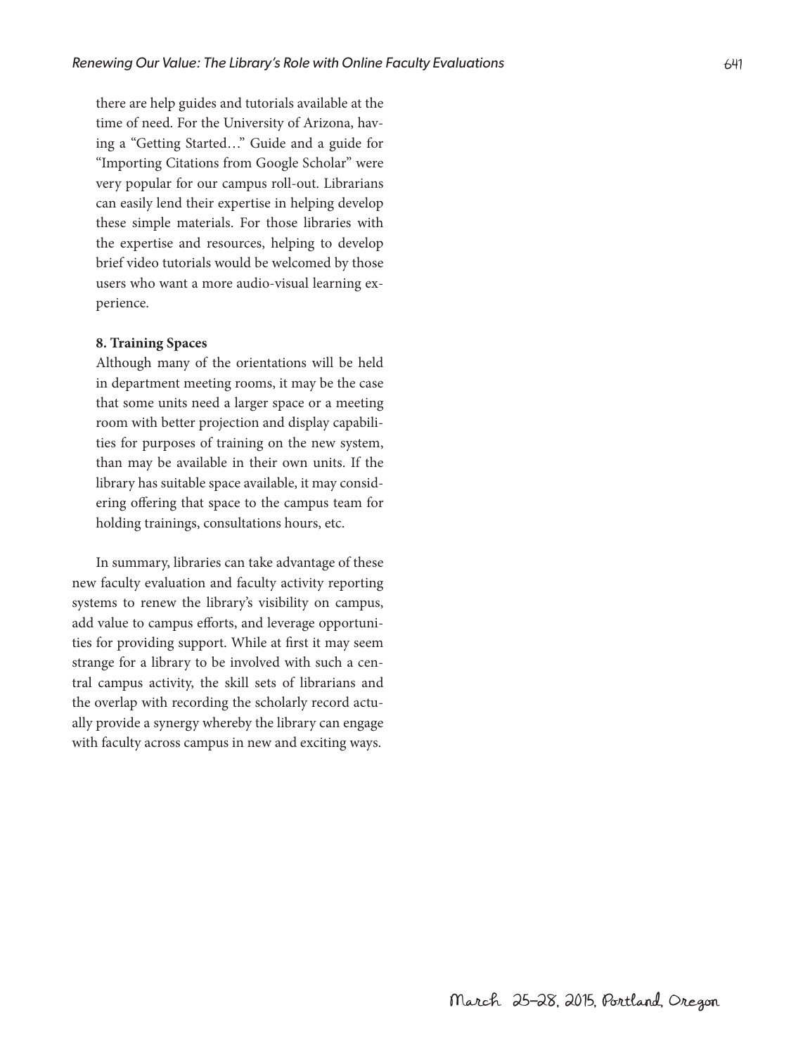there are help guides and tutorials available at the time of need. For the University of Arizona, having a "Getting Started…" Guide and a guide for "Importing Citations from Google Scholar" were very popular for our campus roll-out. Librarians can easily lend their expertise in helping develop these simple materials. For those libraries with the expertise and resources, helping to develop brief video tutorials would be welcomed by those users who want a more audio-visual learning experience.

**8. Training Spaces**

Although many of the orientations will be held in department meeting rooms, it may be the case that some units need a larger space or a meeting room with better projection and display capabilities for purposes of training on the new system, than may be available in their own units. If the library has suitable space available, it may considering offering that space to the campus team for holding trainings, consultations hours, etc.

In summary, libraries can take advantage of these new faculty evaluation and faculty activity reporting systems to renew the library's visibility on campus, add value to campus efforts, and leverage opportunities for providing support. While at first it may seem strange for a library to be involved with such a central campus activity, the skill sets of librarians and the overlap with recording the scholarly record actually provide a synergy whereby the library can engage with faculty across campus in new and exciting ways.